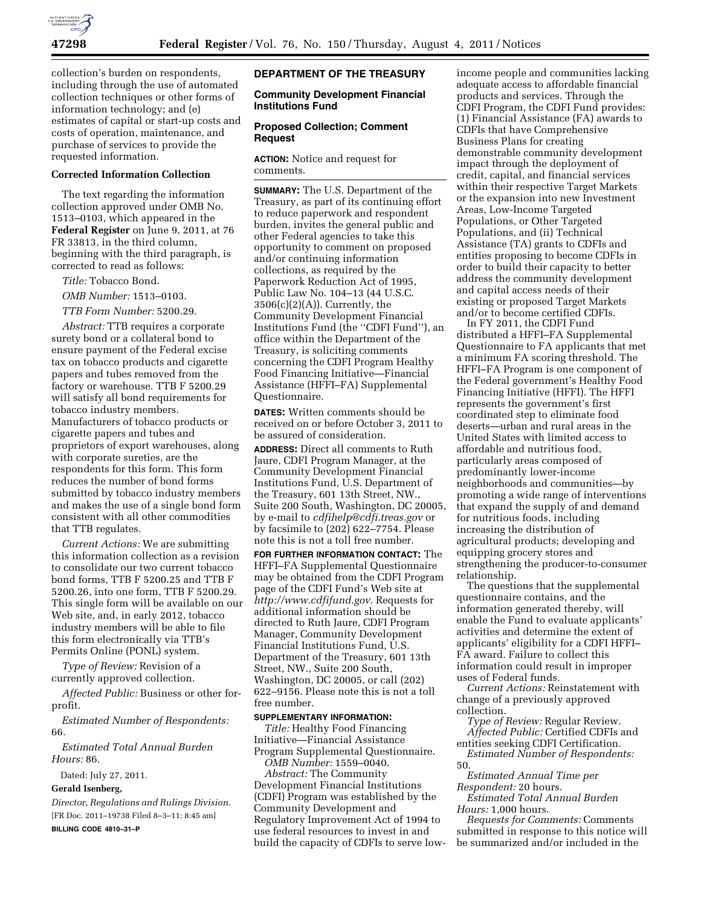collection's burden on respondents, including through the use of automated collection techniques or other forms of information technology; and (e) estimates of capital or start-up costs and costs of operation, maintenance, and purchase of services to provide the requested information.

**Corrected Information Collection**

The text regarding the information collection approved under OMB No. 1513–0103, which appeared in the **Federal Register** on June 9, 2011, at 76 FR 33813, in the third column, beginning with the third paragraph, is corrected to read as follows:

*Title:* Tobacco Bond.

*OMB Number:* 1513–0103.

*TTB Form Number:* 5200.29.

*Abstract:* TTB requires a corporate surety bond or a collateral bond to ensure payment of the Federal excise tax on tobacco products and cigarette papers and tubes removed from the factory or warehouse. TTB F 5200.29 will satisfy all bond requirements for tobacco industry members. Manufacturers of tobacco products or cigarette papers and tubes and proprietors of export warehouses, along with corporate sureties, are the respondents for this form. This form reduces the number of bond forms submitted by tobacco industry members and makes the use of a single bond form consistent with all other commodities that TTB regulates.

*Current Actions:* We are submitting this information collection as a revision to consolidate our two current tobacco bond forms, TTB F 5200.25 and TTB F 5200.26, into one form, TTB F 5200.29. This single form will be available on our Web site, and, in early 2012, tobacco industry members will be able to file this form electronically via TTB's Permits Online (PONL) system.

*Type of Review:* Revision of a currently approved collection.

*Affected Public:* Business or other for-profit.

*Estimated Number of Respondents:* 66.

*Estimated Total Annual Burden Hours:* 86.

Dated: July 27, 2011.

**Gerald Isenberg,**

*Director, Regulations and Rulings Division.*

[FR Doc. 2011–19738 Filed 8–3–11; 8:45 am]

**BILLING CODE 4810–31–P**

## DEPARTMENT OF THE TREASURY

### Community Development Financial Institutions Fund

### Proposed Collection; Comment Request

**ACTION:** Notice and request for comments.

**SUMMARY:** The U.S. Department of the Treasury, as part of its continuing effort to reduce paperwork and respondent burden, invites the general public and other Federal agencies to take this opportunity to comment on proposed and/or continuing information collections, as required by the Paperwork Reduction Act of 1995, Public Law No. 104–13 (44 U.S.C. 3506(c)(2)(A)). Currently, the Community Development Financial Institutions Fund (the "CDFI Fund"), an office within the Department of the Treasury, is soliciting comments concerning the CDFI Program Healthy Food Financing Initiative—Financial Assistance (HFFI–FA) Supplemental Questionnaire.

**DATES:** Written comments should be received on or before October 3, 2011 to be assured of consideration.

**ADDRESS:** Direct all comments to Ruth Jaure, CDFI Program Manager, at the Community Development Financial Institutions Fund, U.S. Department of the Treasury, 601 13th Street, NW., Suite 200 South, Washington, DC 20005, by e-mail to *cdfihelp@cdfi.treas.gov* or by facsimile to (202) 622–7754. Please note this is not a toll free number.

**FOR FURTHER INFORMATION CONTACT:** The HFFI–FA Supplemental Questionnaire may be obtained from the CDFI Program page of the CDFI Fund's Web site at *http://www.cdfifund.gov*. Requests for additional information should be directed to Ruth Jaure, CDFI Program Manager, Community Development Financial Institutions Fund, U.S. Department of the Treasury, 601 13th Street, NW., Suite 200 South, Washington, DC 20005, or call (202) 622–9156. Please note this is not a toll free number.

**SUPPLEMENTARY INFORMATION:**

*Title:* Healthy Food Financing Initiative—Financial Assistance Program Supplemental Questionnaire.

*OMB Number:* 1559–0040.

*Abstract:* The Community Development Financial Institutions (CDFI) Program was established by the Community Development and Regulatory Improvement Act of 1994 to use federal resources to invest in and build the capacity of CDFIs to serve low-income people and communities lacking adequate access to affordable financial products and services. Through the CDFI Program, the CDFI Fund provides: (1) Financial Assistance (FA) awards to CDFIs that have Comprehensive Business Plans for creating demonstrable community development impact through the deployment of credit, capital, and financial services within their respective Target Markets or the expansion into new Investment Areas, Low-Income Targeted Populations, or Other Targeted Populations, and (ii) Technical Assistance (TA) grants to CDFIs and entities proposing to become CDFIs in order to build their capacity to better address the community development and capital access needs of their existing or proposed Target Markets and/or to become certified CDFIs.

In FY 2011, the CDFI Fund distributed a HFFI–FA Supplemental Questionnaire to FA applicants that met a minimum FA scoring threshold. The HFFI–FA Program is one component of the Federal government's Healthy Food Financing Initiative (HFFI). The HFFI represents the government's first coordinated step to eliminate food deserts—urban and rural areas in the United States with limited access to affordable and nutritious food, particularly areas composed of predominantly lower-income neighborhoods and communities—by promoting a wide range of interventions that expand the supply of and demand for nutritious foods, including increasing the distribution of agricultural products; developing and equipping grocery stores and strengthening the producer-to-consumer relationship.

The questions that the supplemental questionnaire contains, and the information generated thereby, will enable the Fund to evaluate applicants' activities and determine the extent of applicants' eligibility for a CDFI HFFI–FA award. Failure to collect this information could result in improper uses of Federal funds.

*Current Actions:* Reinstatement with change of a previously approved collection.

*Type of Review:* Regular Review.

*Affected Public:* Certified CDFIs and entities seeking CDFI Certification.

*Estimated Number of Respondents:* 50.

*Estimated Annual Time per Respondent:* 20 hours.

*Estimated Total Annual Burden Hours:* 1,000 hours.

*Requests for Comments:* Comments submitted in response to this notice will be summarized and/or included in the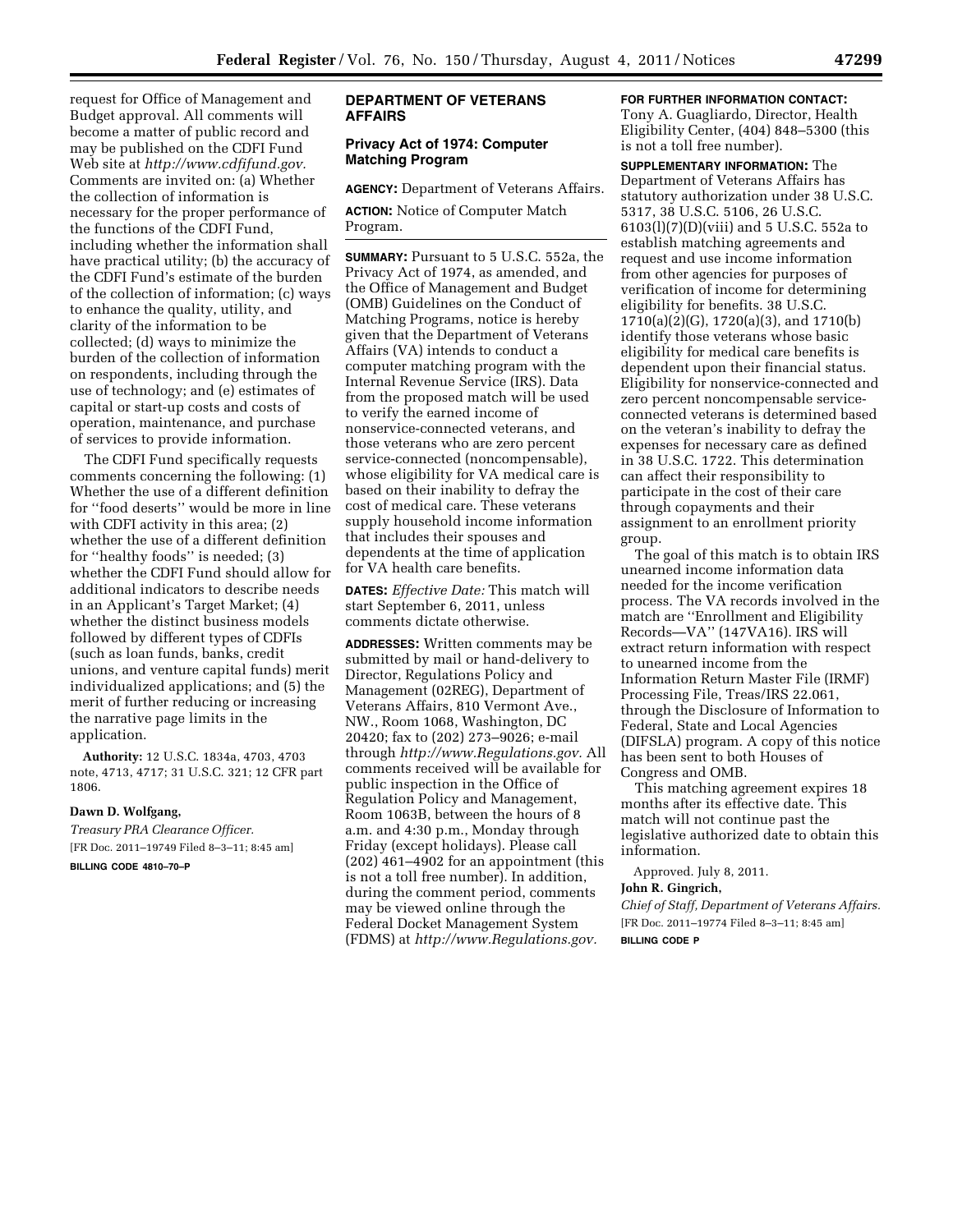request for Office of Management and Budget approval. All comments will become a matter of public record and may be published on the CDFI Fund Web site at *http://www.cdfifund.gov*. Comments are invited on: (a) Whether the collection of information is necessary for the proper performance of the functions of the CDFI Fund, including whether the information shall have practical utility; (b) the accuracy of the CDFI Fund's estimate of the burden of the collection of information; (c) ways to enhance the quality, utility, and clarity of the information to be collected; (d) ways to minimize the burden of the collection of information on respondents, including through the use of technology; and (e) estimates of capital or start-up costs and costs of operation, maintenance, and purchase of services to provide information.

The CDFI Fund specifically requests comments concerning the following: (1) Whether the use of a different definition for ''food deserts'' would be more in line with CDFI activity in this area; (2) whether the use of a different definition for ''healthy foods'' is needed; (3) whether the CDFI Fund should allow for additional indicators to describe needs in an Applicant's Target Market; (4) whether the distinct business models followed by different types of CDFIs (such as loan funds, banks, credit unions, and venture capital funds) merit individualized applications; and (5) the merit of further reducing or increasing the narrative page limits in the application.

**Authority:** 12 U.S.C. 1834a, 4703, 4703 note, 4713, 4717; 31 U.S.C. 321; 12 CFR part 1806.

**Dawn D. Wolfgang,**

*Treasury PRA Clearance Officer.*

[FR Doc. 2011–19749 Filed 8–3–11; 8:45 am]

**BILLING CODE 4810–70–P**

## DEPARTMENT OF VETERANS AFFAIRS

### Privacy Act of 1974: Computer Matching Program

**AGENCY:** Department of Veterans Affairs.

**ACTION:** Notice of Computer Match Program.

**SUMMARY:** Pursuant to 5 U.S.C. 552a, the Privacy Act of 1974, as amended, and the Office of Management and Budget (OMB) Guidelines on the Conduct of Matching Programs, notice is hereby given that the Department of Veterans Affairs (VA) intends to conduct a computer matching program with the Internal Revenue Service (IRS). Data from the proposed match will be used to verify the earned income of nonservice-connected veterans, and those veterans who are zero percent service-connected (noncompensable), whose eligibility for VA medical care is based on their inability to defray the cost of medical care. These veterans supply household income information that includes their spouses and dependents at the time of application for VA health care benefits.

**DATES:** *Effective Date:* This match will start September 6, 2011, unless comments dictate otherwise.

**ADDRESSES:** Written comments may be submitted by mail or hand-delivery to Director, Regulations Policy and Management (02REG), Department of Veterans Affairs, 810 Vermont Ave., NW., Room 1068, Washington, DC 20420; fax to (202) 273–9026; e-mail through *http://www.Regulations.gov*. All comments received will be available for public inspection in the Office of Regulation Policy and Management, Room 1063B, between the hours of 8 a.m. and 4:30 p.m., Monday through Friday (except holidays). Please call (202) 461–4902 for an appointment (this is not a toll free number). In addition, during the comment period, comments may be viewed online through the Federal Docket Management System (FDMS) at *http://www.Regulations.gov*.

**FOR FURTHER INFORMATION CONTACT:** Tony A. Guagliardo, Director, Health Eligibility Center, (404) 848–5300 (this is not a toll free number).

**SUPPLEMENTARY INFORMATION:** The Department of Veterans Affairs has statutory authorization under 38 U.S.C. 5317, 38 U.S.C. 5106, 26 U.S.C. 6103(l)(7)(D)(viii) and 5 U.S.C. 552a to establish matching agreements and request and use income information from other agencies for purposes of verification of income for determining eligibility for benefits. 38 U.S.C. 1710(a)(2)(G), 1720(a)(3), and 1710(b) identify those veterans whose basic eligibility for medical care benefits is dependent upon their financial status. Eligibility for nonservice-connected and zero percent noncompensable service-connected veterans is determined based on the veteran's inability to defray the expenses for necessary care as defined in 38 U.S.C. 1722. This determination can affect their responsibility to participate in the cost of their care through copayments and their assignment to an enrollment priority group.

The goal of this match is to obtain IRS unearned income information data needed for the income verification process. The VA records involved in the match are ''Enrollment and Eligibility Records—VA'' (147VA16). IRS will extract return information with respect to unearned income from the Information Return Master File (IRMF) Processing File, Treas/IRS 22.061, through the Disclosure of Information to Federal, State and Local Agencies (DIFSLA) program. A copy of this notice has been sent to both Houses of Congress and OMB.

This matching agreement expires 18 months after its effective date. This match will not continue past the legislative authorized date to obtain this information.

Approved. July 8, 2011.

**John R. Gingrich,**

*Chief of Staff, Department of Veterans Affairs.*

[FR Doc. 2011–19774 Filed 8–3–11; 8:45 am]

**BILLING CODE P**